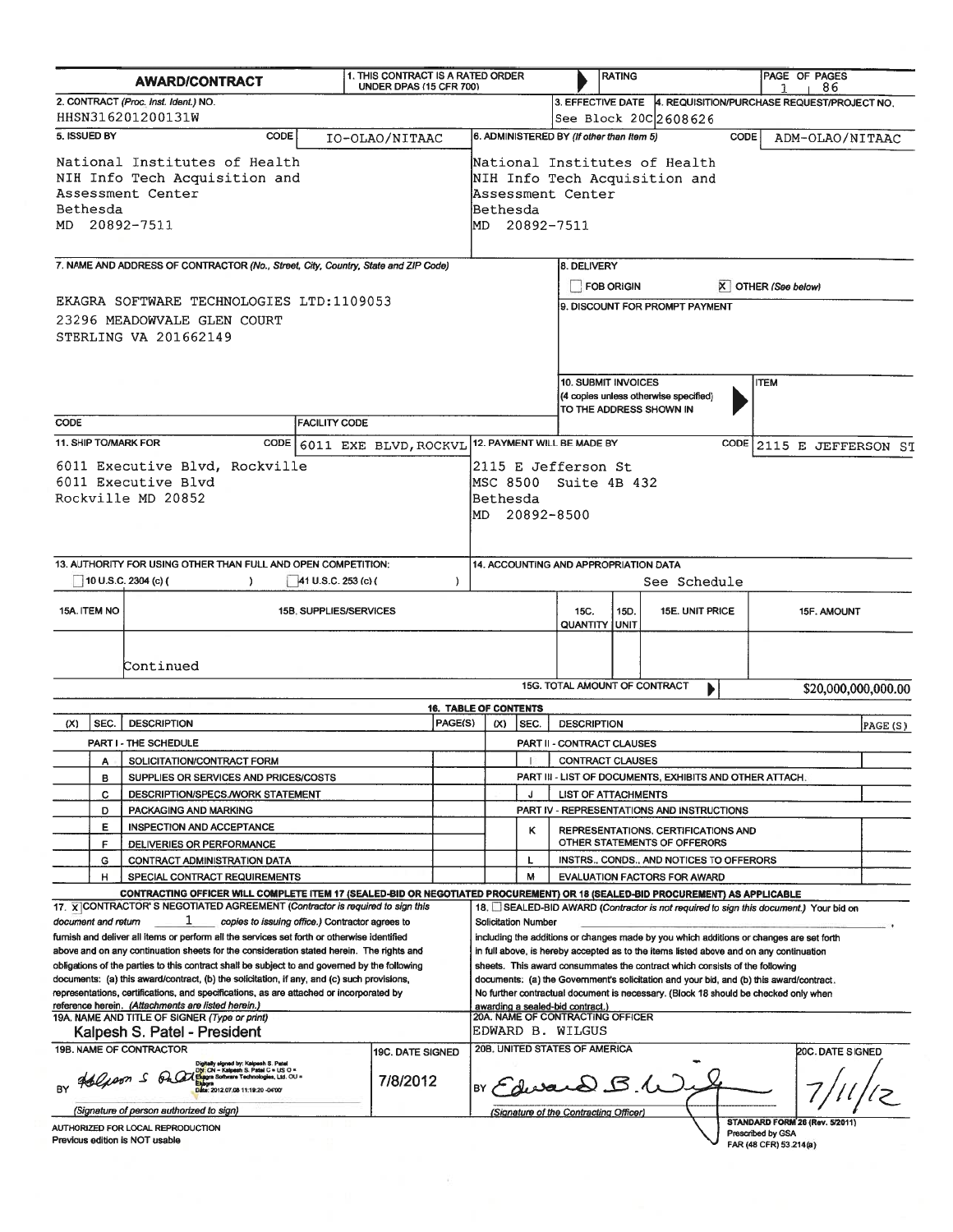# AWARD/CONTRACT

| | |
|---|---|
| 1. THIS CONTRACT IS A RATED ORDER UNDER DPAS (15 CFR 700) | RATING |
| PAGE OF PAGES | 1 / 86 |

**2. CONTRACT** (*Proc. Inst. Ident.*) **NO.**
HHSN316201200131W

**3. EFFECTIVE DATE**
See Block 20C

**4. REQUISITION/PURCHASE REQUEST/PROJECT NO.**
2608626

**5. ISSUED BY** CODE IO-OLAO/NITAAC

National Institutes of Health
NIH Info Tech Acquisition and
Assessment Center
Bethesda
MD 20892-7511

**6. ADMINISTERED BY** (*If other than Item 5*) CODE ADM-OLAO/NITAAC

National Institutes of Health
NIH Info Tech Acquisition and
Assessment Center
Bethesda
MD 20892-7511

**7. NAME AND ADDRESS OF CONTRACTOR** (*No., Street, City, Country, State and ZIP Code*)

EKAGRA SOFTWARE TECHNOLOGIES LTD:1109053
23296 MEADOWVALE GLEN COURT
STERLING VA 201662149

**8. DELIVERY**
☐ FOB ORIGIN ☒ OTHER (*See below*)

**9. DISCOUNT FOR PROMPT PAYMENT**

**10. SUBMIT INVOICES** (4 copies unless otherwise specified) TO THE ADDRESS SHOWN IN — ITEM

CODE — FACILITY CODE

**11. SHIP TO/MARK FOR** CODE 6011 EXE BLVD, ROCKVL

6011 Executive Blvd, Rockville
6011 Executive Blvd
Rockville MD 20852

**12. PAYMENT WILL BE MADE BY** CODE 2115 E JEFFERSON ST

2115 E Jefferson St
MSC 8500 Suite 4B 432
Bethesda
MD 20892-8500

**13. AUTHORITY FOR USING OTHER THAN FULL AND OPEN COMPETITION:**
☐ 10 U.S.C. 2304 (c) ( ) ☐ 41 U.S.C. 253 (c) ( )

**14. ACCOUNTING AND APPROPRIATION DATA**
See Schedule

| 15A. ITEM NO | 15B. SUPPLIES/SERVICES | 15C. QUANTITY | 15D. UNIT | 15E. UNIT PRICE | 15F. AMOUNT |
|---|---|---|---|---|---|
| | Continued | | | | |
| | | | | 15G. TOTAL AMOUNT OF CONTRACT | $20,000,000,000.00 |

## 16. TABLE OF CONTENTS

| (X) | SEC. | DESCRIPTION | PAGE(S) | (X) | SEC. | DESCRIPTION | PAGE(S) |
|---|---|---|---|---|---|---|---|
| | | **PART I - THE SCHEDULE** | | | | **PART II - CONTRACT CLAUSES** | |
| | A | SOLICITATION/CONTRACT FORM | | | I | CONTRACT CLAUSES | |
| | B | SUPPLIES OR SERVICES AND PRICES/COSTS | | | | **PART III - LIST OF DOCUMENTS, EXHIBITS AND OTHER ATTACH.** | |
| | C | DESCRIPTION/SPECS./WORK STATEMENT | | | J | LIST OF ATTACHMENTS | |
| | D | PACKAGING AND MARKING | | | | **PART IV - REPRESENTATIONS AND INSTRUCTIONS** | |
| | E | INSPECTION AND ACCEPTANCE | | | K | REPRESENTATIONS, CERTIFICATIONS AND OTHER STATEMENTS OF OFFERORS | |
| | F | DELIVERIES OR PERFORMANCE | | | | | |
| | G | CONTRACT ADMINISTRATION DATA | | | L | INSTRS., CONDS., AND NOTICES TO OFFERORS | |
| | H | SPECIAL CONTRACT REQUIREMENTS | | | M | EVALUATION FACTORS FOR AWARD | |

**CONTRACTING OFFICER WILL COMPLETE ITEM 17 (SEALED-BID OR NEGOTIATED PROCUREMENT) OR 18 (SEALED-BID PROCUREMENT) AS APPLICABLE**

17. ☒ **CONTRACTOR'S NEGOTIATED AGREEMENT** (*Contractor is required to sign this document and return* 1 *copies to issuing office.*) Contractor agrees to furnish and deliver all items or perform all the services set forth or otherwise identified above and on any continuation sheets for the consideration stated herein. The rights and obligations of the parties to this contract shall be subject to and governed by the following documents: (a) this award/contract, (b) the solicitation, if any, and (c) such provisions, representations, certifications, and specifications, as are attached or incorporated by reference herein. (*Attachments are listed herein.*)

18. ☐ **SEALED-BID AWARD** (*Contractor is not required to sign this document.*) Your bid on Solicitation Number ______________, including the additions or changes made by you which additions or changes are set forth in full above, is hereby accepted as to the items listed above and on any continuation sheets. This award consummates the contract which consists of the following documents: (a) the Government's solicitation and your bid, and (b) this award/contract. No further contractual document is necessary. (Block 18 should be checked only when awarding a sealed-bid contract.)

**19A. NAME AND TITLE OF SIGNER** (*Type or print*)
Kalpesh S. Patel - President

**20A. NAME OF CONTRACTING OFFICER**
EDWARD B. WILGUS

**19B. NAME OF CONTRACTOR**
BY [Signature] Digitally signed by: Kalpesh S. Patel DN: CN = Kalpesh S. Patel C = US O = Ekagra Software Technologies, Ltd. OU = Ekagra Date: 2012.07.08 11:19:20 -04'00'
(*Signature of person authorized to sign*)

**19C. DATE SIGNED**
7/8/2012

**20B. UNITED STATES OF AMERICA**
BY [Signature]
(*Signature of the Contracting Officer*)

**20C. DATE SIGNED**
7/11/12

AUTHORIZED FOR LOCAL REPRODUCTION
Previous edition is NOT usable

STANDARD FORM 26 (Rev. 5/2011)
Prescribed by GSA
FAR (48 CFR) 53.214(a)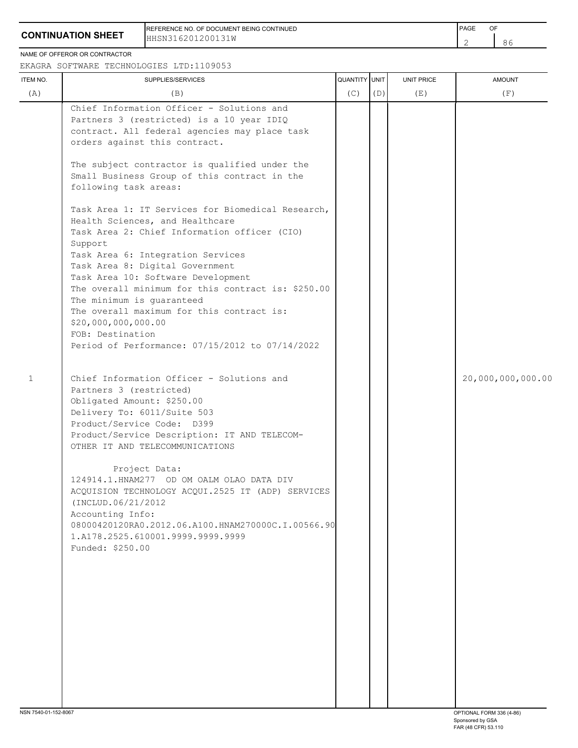**CONTINUATION SHEET**

REFERENCE NO. OF DOCUMENT BEING CONTINUED
HHSN316201200131W

NAME OF OFFEROR OR CONTRACTOR
EKAGRA SOFTWARE TECHNOLOGIES LTD:1109053

| ITEM NO. (A) | SUPPLIES/SERVICES (B) | QUANTITY (C) | UNIT (D) | UNIT PRICE (E) | AMOUNT (F) |
|---|---|---|---|---|---|
| | Chief Information Officer - Solutions and Partners 3 (restricted) is a 10 year IDIQ contract. All federal agencies may place task orders against this contract.<br><br>The subject contractor is qualified under the Small Business Group of this contract in the following task areas:<br><br>Task Area 1: IT Services for Biomedical Research, Health Sciences, and Healthcare<br>Task Area 2: Chief Information officer (CIO) Support<br>Task Area 6: Integration Services<br>Task Area 8: Digital Government<br>Task Area 10: Software Development<br>The overall minimum for this contract is: $250.00<br>The minimum is guaranteed<br>The overall maximum for this contract is: $20,000,000,000.00<br>FOB: Destination<br>Period of Performance: 07/15/2012 to 07/14/2022 | | | | |
| 1 | Chief Information Officer - Solutions and Partners 3 (restricted)<br>Obligated Amount: $250.00<br>Delivery To: 6011/Suite 503<br>Product/Service Code: D399<br>Product/Service Description: IT AND TELECOM-OTHER IT AND TELECOMMUNICATIONS<br><br>Project Data:<br>124914.1.HNAM277 OD OM OALM OLAO DATA DIV ACQUISION TECHNOLOGY ACQUI.2525 IT (ADP) SERVICES (INCLUD.06/21/2012<br>Accounting Info:<br>08000420120RA0.2012.06.A100.HNAM270000C.I.00566.901.A178.2525.610001.9999.9999.9999<br>Funded: $250.00 | | | | 20,000,000,000.00 |

NSN 7540-01-152-8067

OPTIONAL FORM 336 (4-86)
Sponsored by GSA
FAR (48 CFR) 53.110